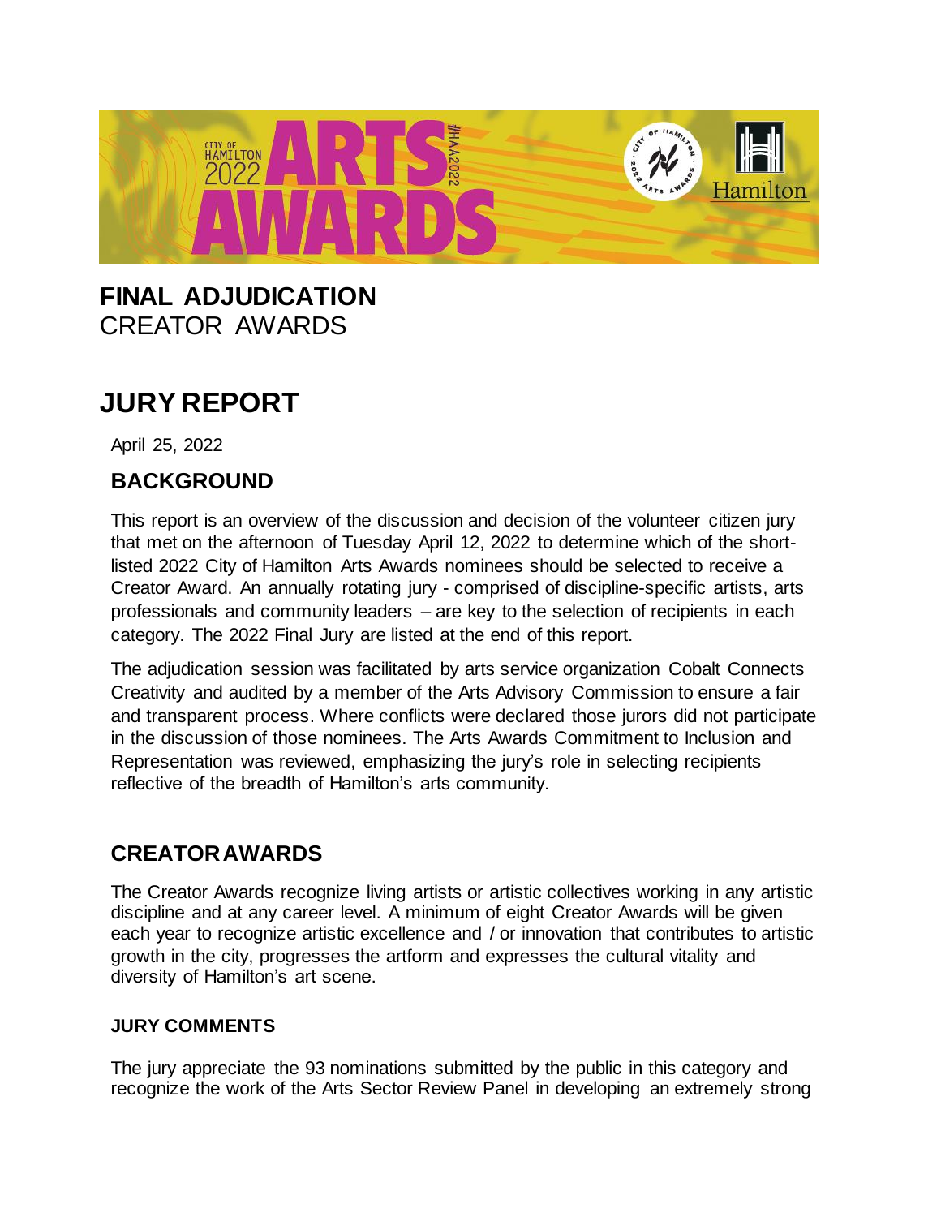# FINAL ADJUDICATION
CREATOR AWARDS

# JURY REPORT

April 25, 2022

## BACKGROUND

This report is an overview of the discussion and decision of the volunteer citizen jury that met on the afternoon of Tuesday April 12, 2022 to determine which of the short-listed 2022 City of Hamilton Arts Awards nominees should be selected to receive a Creator Award. An annually rotating jury - comprised of discipline-specific artists, arts professionals and community leaders – are key to the selection of recipients in each category. The 2022 Final Jury are listed at the end of this report.

The adjudication session was facilitated by arts service organization Cobalt Connects Creativity and audited by a member of the Arts Advisory Commission to ensure a fair and transparent process. Where conflicts were declared those jurors did not participate in the discussion of those nominees. The Arts Awards Commitment to Inclusion and Representation was reviewed, emphasizing the jury's role in selecting recipients reflective of the breadth of Hamilton's arts community.

## CREATOR AWARDS

The Creator Awards recognize living artists or artistic collectives working in any artistic discipline and at any career level. A minimum of eight Creator Awards will be given each year to recognize artistic excellence and / or innovation that contributes to artistic growth in the city, progresses the artform and expresses the cultural vitality and diversity of Hamilton's art scene.

### JURY COMMENTS

The jury appreciate the 93 nominations submitted by the public in this category and recognize the work of the Arts Sector Review Panel in developing an extremely strong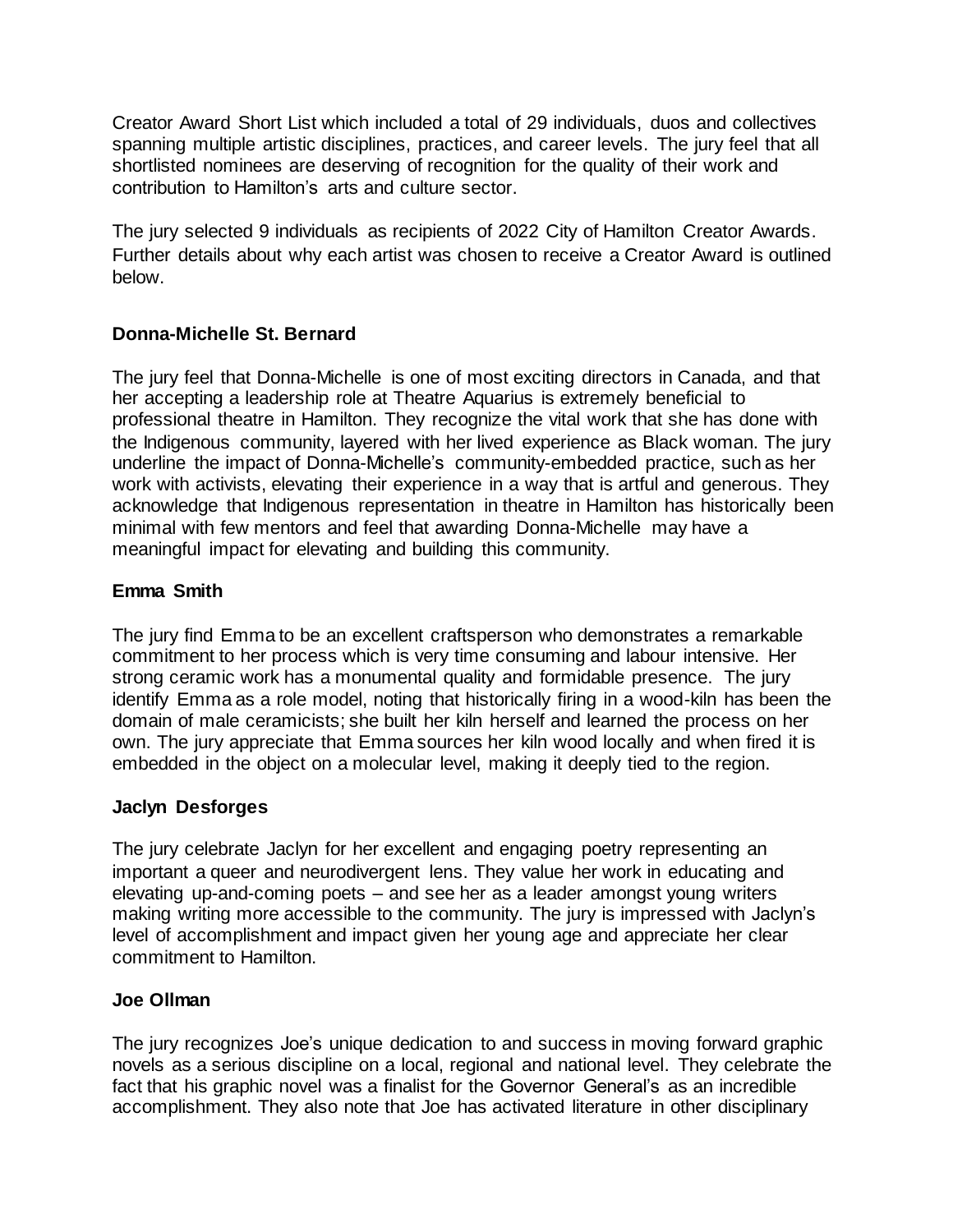Creator Award Short List which included a total of 29 individuals, duos and collectives spanning multiple artistic disciplines, practices, and career levels. The jury feel that all shortlisted nominees are deserving of recognition for the quality of their work and contribution to Hamilton's arts and culture sector.

The jury selected 9 individuals as recipients of 2022 City of Hamilton Creator Awards. Further details about why each artist was chosen to receive a Creator Award is outlined below.

**Donna-Michelle St. Bernard**

The jury feel that Donna-Michelle is one of most exciting directors in Canada, and that her accepting a leadership role at Theatre Aquarius is extremely beneficial to professional theatre in Hamilton. They recognize the vital work that she has done with the Indigenous community, layered with her lived experience as Black woman. The jury underline the impact of Donna-Michelle's community-embedded practice, such as her work with activists, elevating their experience in a way that is artful and generous. They acknowledge that Indigenous representation in theatre in Hamilton has historically been minimal with few mentors and feel that awarding Donna-Michelle may have a meaningful impact for elevating and building this community.

**Emma Smith**

The jury find Emma to be an excellent craftsperson who demonstrates a remarkable commitment to her process which is very time consuming and labour intensive. Her strong ceramic work has a monumental quality and formidable presence. The jury identify Emma as a role model, noting that historically firing in a wood-kiln has been the domain of male ceramicists; she built her kiln herself and learned the process on her own. The jury appreciate that Emma sources her kiln wood locally and when fired it is embedded in the object on a molecular level, making it deeply tied to the region.

**Jaclyn Desforges**

The jury celebrate Jaclyn for her excellent and engaging poetry representing an important a queer and neurodivergent lens. They value her work in educating and elevating up-and-coming poets – and see her as a leader amongst young writers making writing more accessible to the community. The jury is impressed with Jaclyn's level of accomplishment and impact given her young age and appreciate her clear commitment to Hamilton.

**Joe Ollman**

The jury recognizes Joe's unique dedication to and success in moving forward graphic novels as a serious discipline on a local, regional and national level. They celebrate the fact that his graphic novel was a finalist for the Governor General's as an incredible accomplishment. They also note that Joe has activated literature in other disciplinary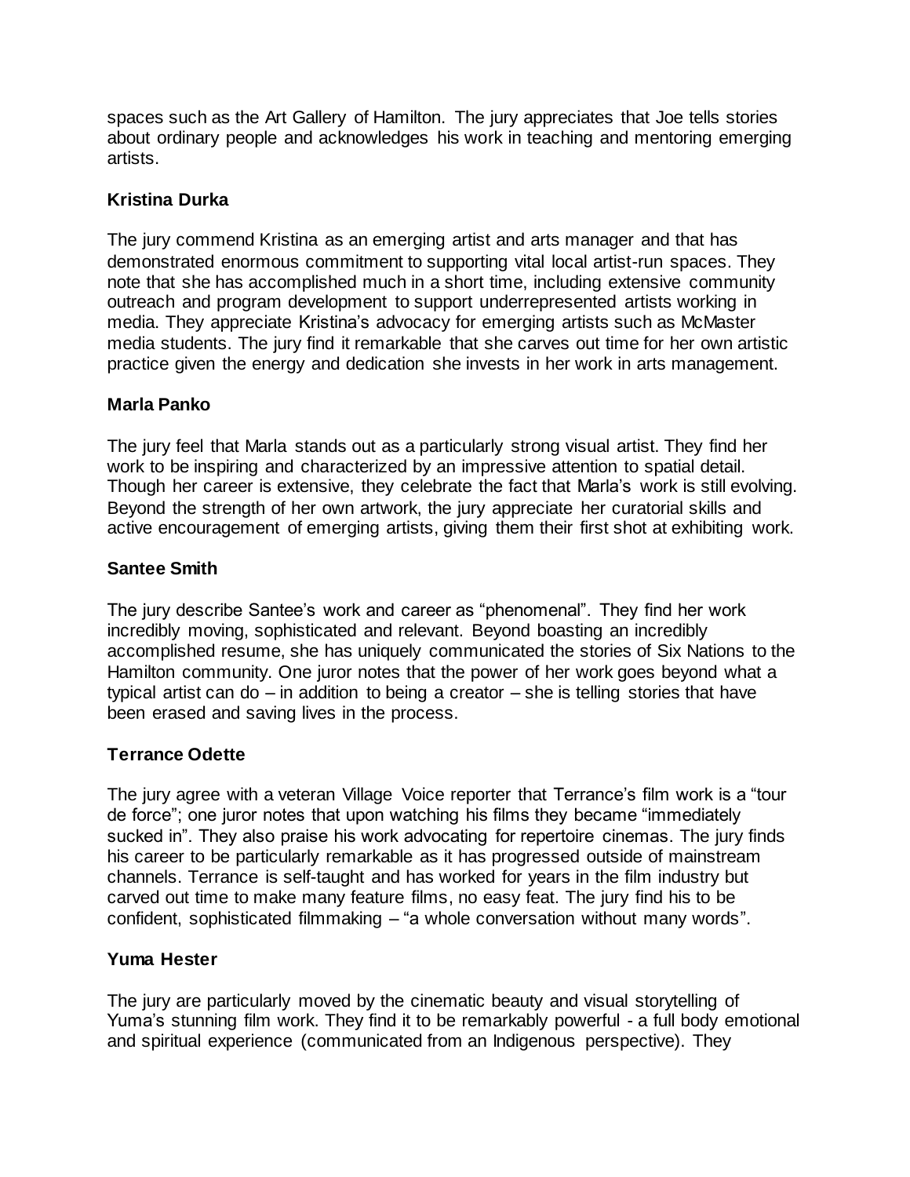spaces such as the Art Gallery of Hamilton. The jury appreciates that Joe tells stories about ordinary people and acknowledges his work in teaching and mentoring emerging artists.

**Kristina Durka**

The jury commend Kristina as an emerging artist and arts manager and that has demonstrated enormous commitment to supporting vital local artist-run spaces. They note that she has accomplished much in a short time, including extensive community outreach and program development to support underrepresented artists working in media. They appreciate Kristina's advocacy for emerging artists such as McMaster media students. The jury find it remarkable that she carves out time for her own artistic practice given the energy and dedication she invests in her work in arts management.

**Marla Panko**

The jury feel that Marla stands out as a particularly strong visual artist. They find her work to be inspiring and characterized by an impressive attention to spatial detail. Though her career is extensive, they celebrate the fact that Marla's work is still evolving. Beyond the strength of her own artwork, the jury appreciate her curatorial skills and active encouragement of emerging artists, giving them their first shot at exhibiting work.

**Santee Smith**

The jury describe Santee's work and career as "phenomenal". They find her work incredibly moving, sophisticated and relevant. Beyond boasting an incredibly accomplished resume, she has uniquely communicated the stories of Six Nations to the Hamilton community. One juror notes that the power of her work goes beyond what a typical artist can do – in addition to being a creator – she is telling stories that have been erased and saving lives in the process.

**Terrance Odette**

The jury agree with a veteran Village Voice reporter that Terrance's film work is a "tour de force"; one juror notes that upon watching his films they became "immediately sucked in". They also praise his work advocating for repertoire cinemas. The jury finds his career to be particularly remarkable as it has progressed outside of mainstream channels. Terrance is self-taught and has worked for years in the film industry but carved out time to make many feature films, no easy feat. The jury find his to be confident, sophisticated filmmaking – "a whole conversation without many words".

**Yuma Hester**

The jury are particularly moved by the cinematic beauty and visual storytelling of Yuma's stunning film work. They find it to be remarkably powerful - a full body emotional and spiritual experience (communicated from an Indigenous perspective). They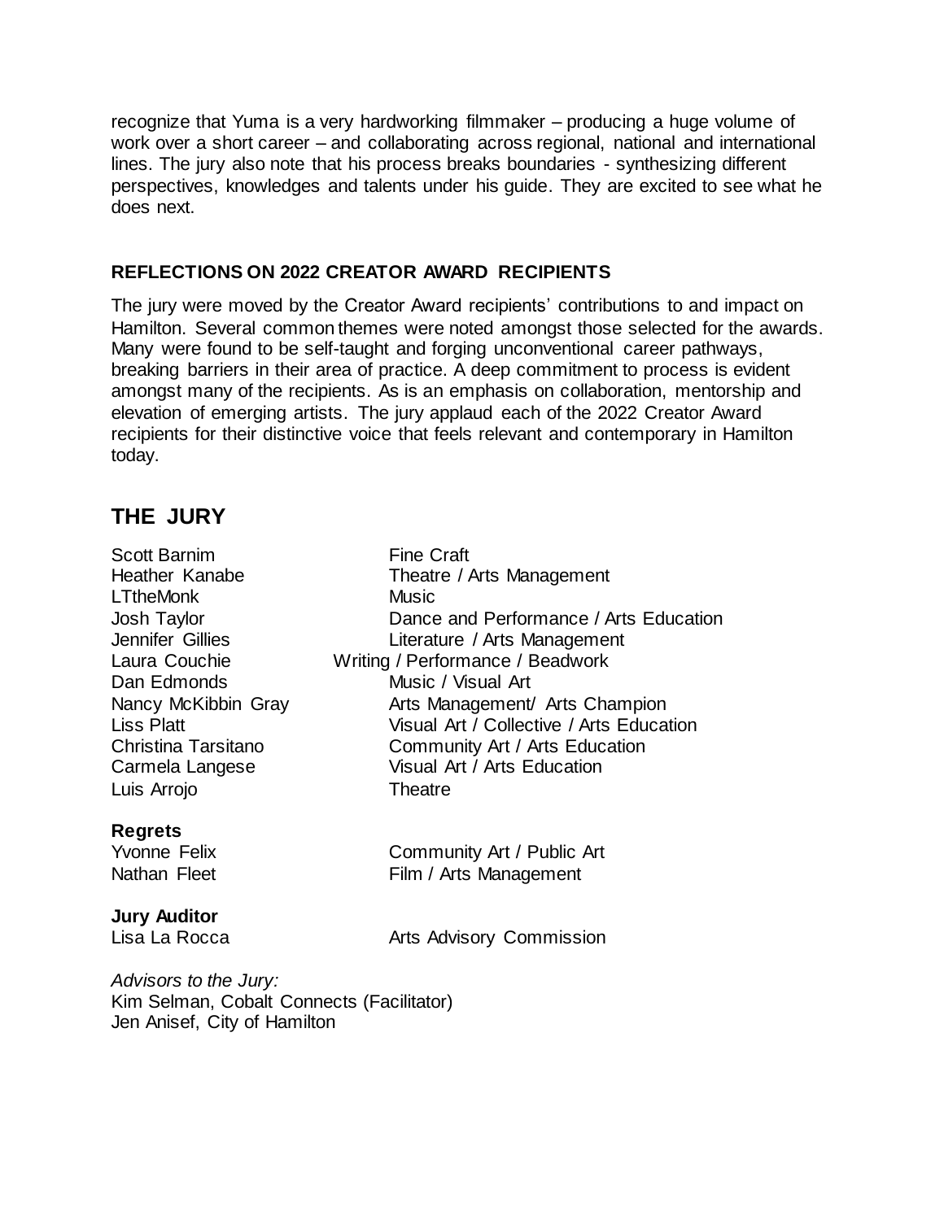recognize that Yuma is a very hardworking filmmaker – producing a huge volume of work over a short career – and collaborating across regional, national and international lines. The jury also note that his process breaks boundaries - synthesizing different perspectives, knowledges and talents under his guide. They are excited to see what he does next.

### REFLECTIONS ON 2022 CREATOR AWARD RECIPIENTS

The jury were moved by the Creator Award recipients' contributions to and impact on Hamilton. Several common themes were noted amongst those selected for the awards. Many were found to be self-taught and forging unconventional career pathways, breaking barriers in their area of practice. A deep commitment to process is evident amongst many of the recipients. As is an emphasis on collaboration, mentorship and elevation of emerging artists. The jury applaud each of the 2022 Creator Award recipients for their distinctive voice that feels relevant and contemporary in Hamilton today.

## THE JURY

| | |
|---|---|
| Scott Barnim | Fine Craft |
| Heather Kanabe | Theatre / Arts Management |
| LTtheMonk | Music |
| Josh Taylor | Dance and Performance / Arts Education |
| Jennifer Gillies | Literature / Arts Management |
| Laura Couchie | Writing / Performance / Beadwork |
| Dan Edmonds | Music / Visual Art |
| Nancy McKibbin Gray | Arts Management/ Arts Champion |
| Liss Platt | Visual Art / Collective / Arts Education |
| Christina Tarsitano | Community Art / Arts Education |
| Carmela Langese | Visual Art / Arts Education |
| Luis Arrojo | Theatre |

**Regrets**

| | |
|---|---|
| Yvonne Felix | Community Art / Public Art |
| Nathan Fleet | Film / Arts Management |

**Jury Auditor**

| | |
|---|---|
| Lisa La Rocca | Arts Advisory Commission |

*Advisors to the Jury:*
Kim Selman, Cobalt Connects (Facilitator)
Jen Anisef, City of Hamilton